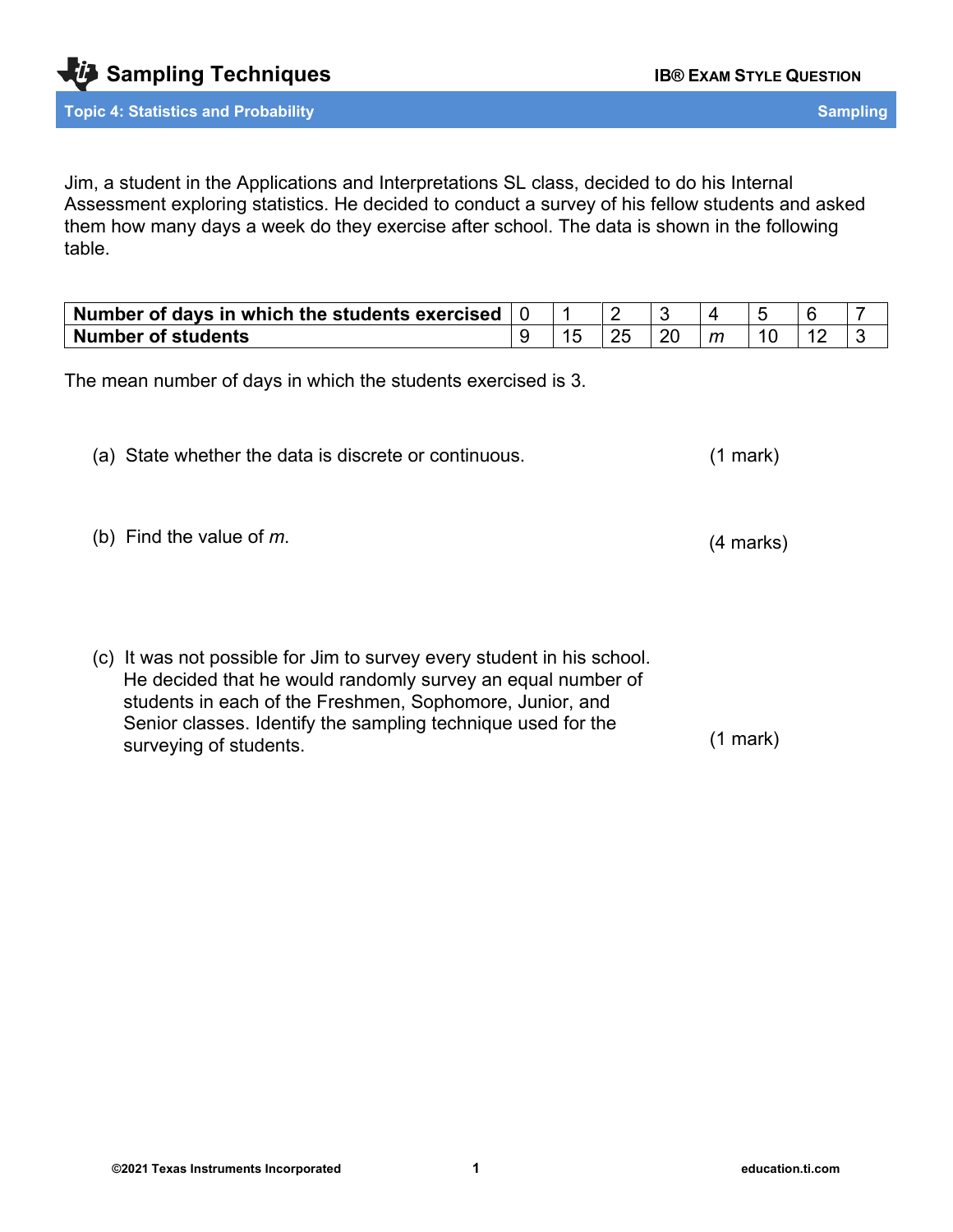# Sampling Techniques

**IB® EXAM STYLE QUESTION**

**Topic 4: Statistics and Probability** — **Sampling**

Jim, a student in the Applications and Interpretations SL class, decided to do his Internal Assessment exploring statistics. He decided to conduct a survey of his fellow students and asked them how many days a week do they exercise after school. The data is shown in the following table.

| **Number of days in which the students exercised** | 0 | 1 | 2 | 3 | 4 | 5 | 6 | 7 |
|---|---|---|---|---|---|---|---|---|
| **Number of students** | 9 | 15 | 25 | 20 | $m$ | 10 | 12 | 3 |

The mean number of days in which the students exercised is 3.

(a) State whether the data is discrete or continuous. (1 mark)

(b) Find the value of $m$. (4 marks)

(c) It was not possible for Jim to survey every student in his school. He decided that he would randomly survey an equal number of students in each of the Freshmen, Sophomore, Junior, and Senior classes. Identify the sampling technique used for the surveying of students. (1 mark)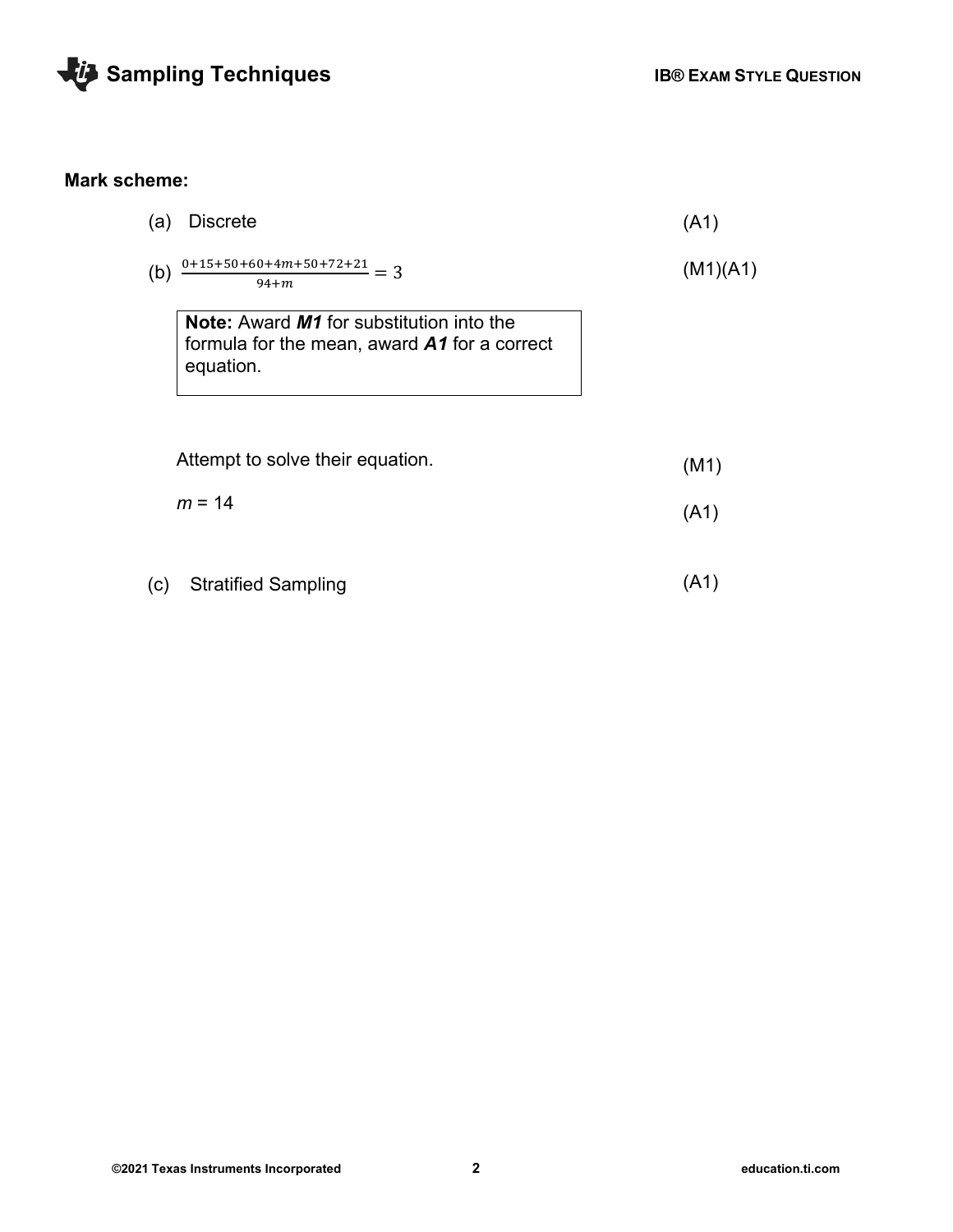**Mark scheme:**

(a) Discrete (A1)

(b) $\frac{0+15+50+60+4m+50+72+21}{94+m} = 3$ (M1)(A1)

> **Note:** Award ***M1*** for substitution into the formula for the mean, award ***A1*** for a correct equation.

Attempt to solve their equation. (M1)

$m = 14$ (A1)

(c) Stratified Sampling (A1)